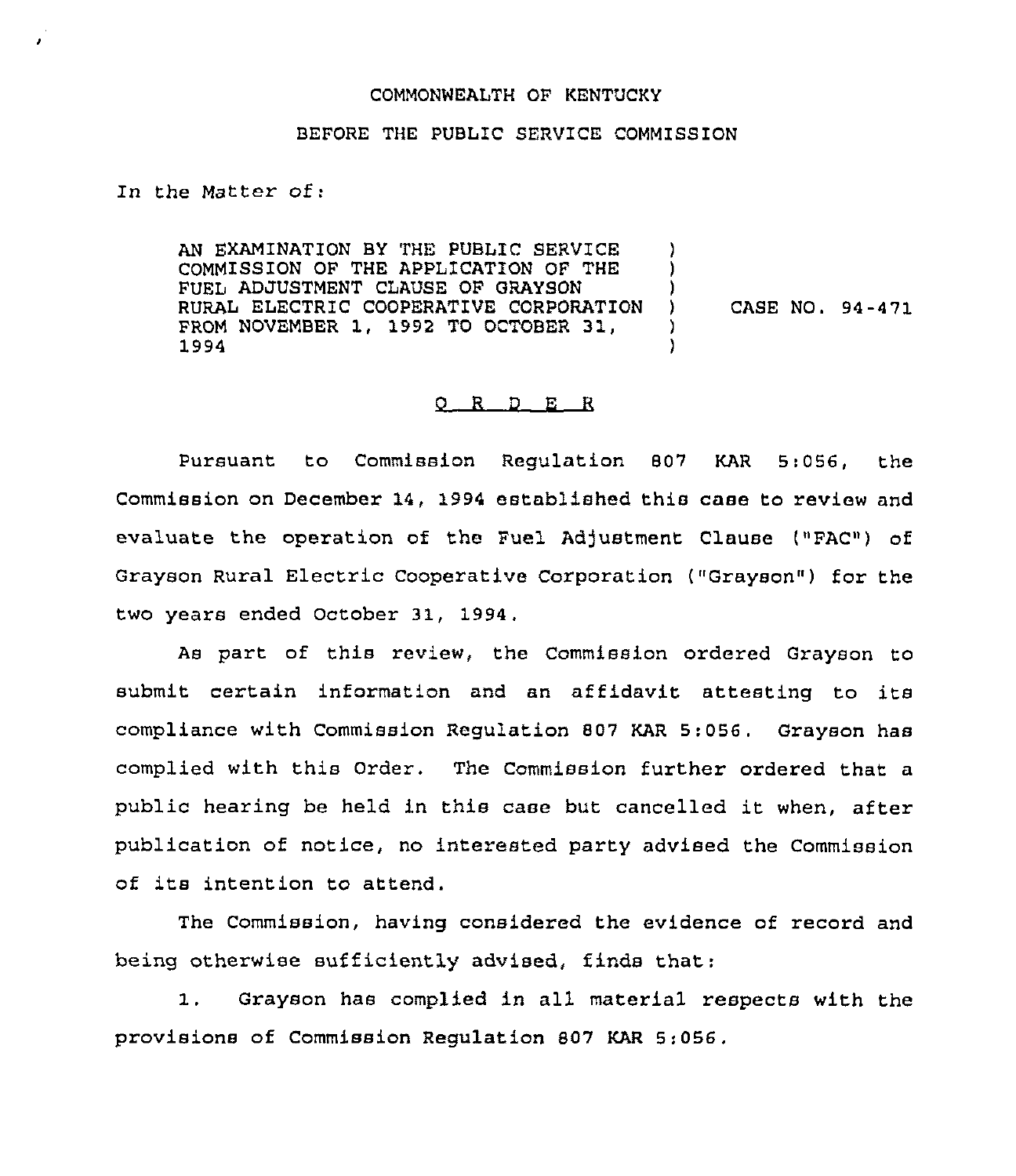COMMONWEALTH OF KENTUCKY

BEFORE THE PUBLIC SERVICE COMMISSION

In the Matter of:

AN EXAMINATION BY THE PUBLIC SERVICE COMMISSION OF THE APPLICATION OF THE FUEL ADJUSTMENT CLAUSE OF GRAYSON RURAL ELECTRIC COOPERATIVE CORPORATION FROM NOVEMBER 1, 1992 TO OCTOBER 31, 1994 ) CASE NO. 94-471

O R D E R

Pursuant to Commission Regulation 807 KAR 5:056, the Commission on December 14, 1994 established this case to review and evaluate the operation of the Fuel Adjustment Clause ("FAC") of Grayson Rural Electric Cooperative Corporation ("Grayson") for the two years ended October 31, 1994.

As part of this review, the Commission ordered Grayson to submit certain information and an affidavit attesting to its compliance with Commission Regulation 807 KAR 5:056. Grayson has complied with this Order. The Commission further ordered that a public hearing be held in this case but cancelled it when, after publication of notice, no interested party advised the Commission of its intention to attend.

The Commission, having considered the evidence of record and being otherwise sufficiently advised, finds that:

1. Grayson has complied in all material respects with the provisions of Commission Regulation 807 KAR 5:056.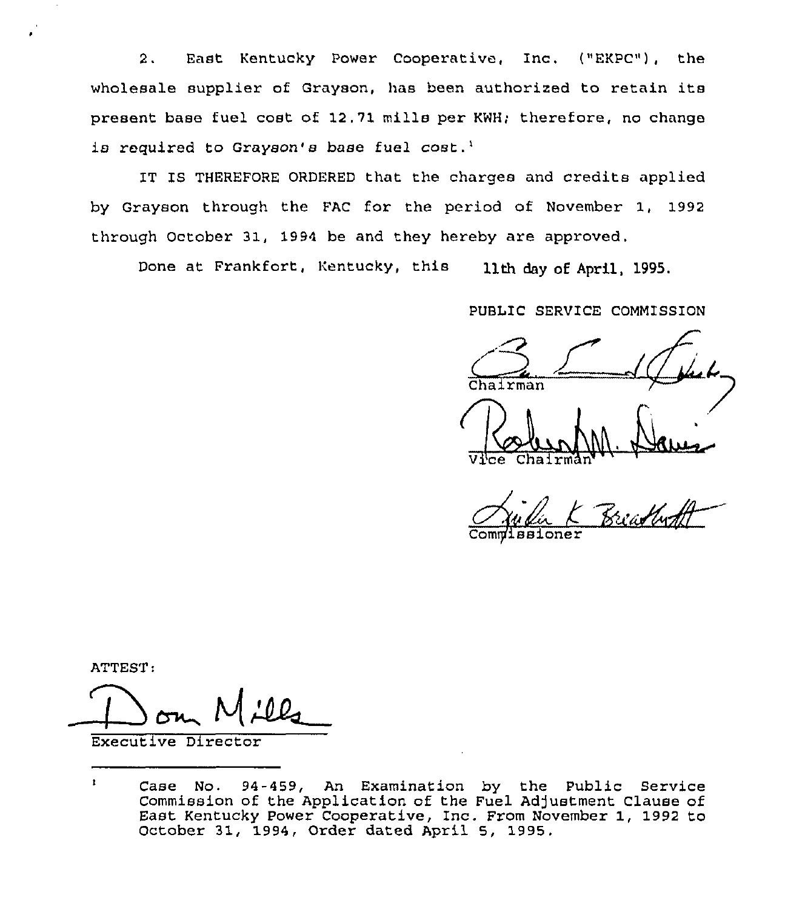2. East Kentucky Power Cooperative, Inc. ("EKPC"), the wholesale supplier of Grayson, has been authorized to retain its present base fuel cost of 12.71 mills per KWH; therefore, no change is required to Grayson's base fuel cost.[1]

IT IS THEREFORE ORDERED that the charges and credits applied by Grayson through the FAC for the period of November 1, 1992 through October 31, 1994 be and they hereby are approved.

Done at Frankfort, Kentucky, this 11th day of April, 1995.

PUBLIC SERVICE COMMISSION

Chairman

Vice Chairman

Commissioner

ATTEST:

Executive Director

---

[1] Case No. 94-459, An Examination by the Public Service Commission of the Application of the Fuel Adjustment Clause of East Kentucky Power Cooperative, Inc. From November 1, 1992 to October 31, 1994, Order dated April 5, 1995.